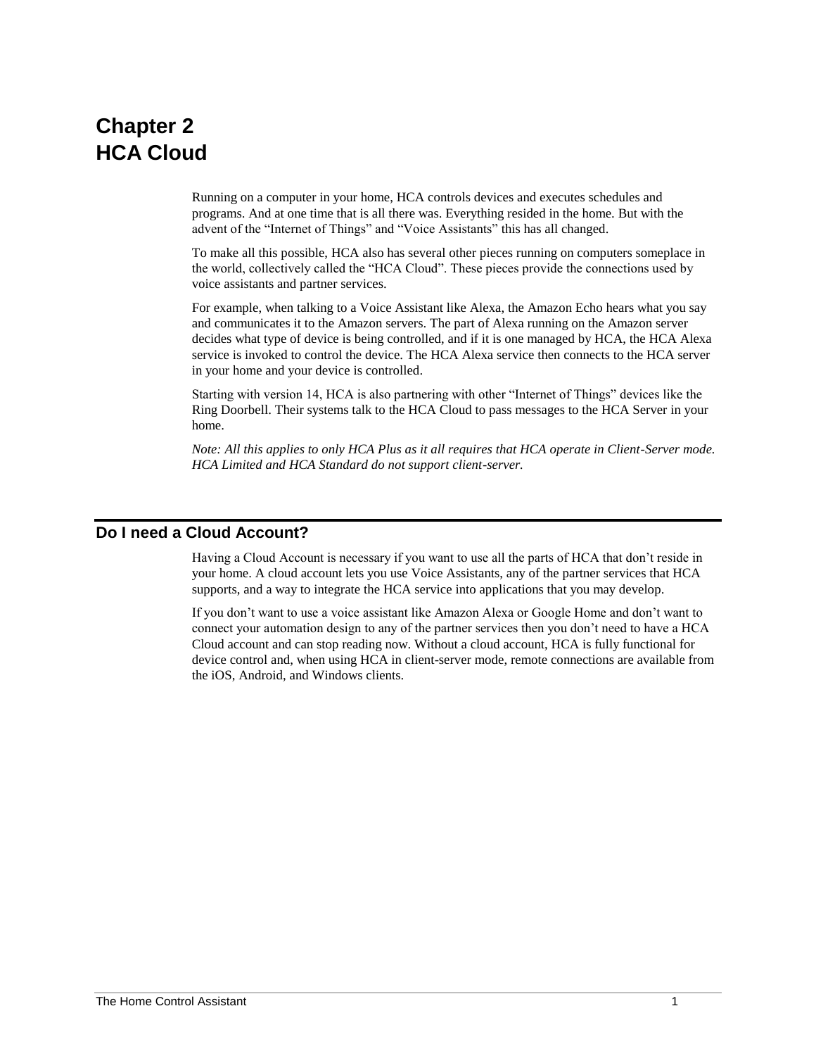# Chapter 2
# HCA Cloud

Running on a computer in your home, HCA controls devices and executes schedules and programs. And at one time that is all there was. Everything resided in the home. But with the advent of the “Internet of Things” and “Voice Assistants” this has all changed.

To make all this possible, HCA also has several other pieces running on computers someplace in the world, collectively called the “HCA Cloud”. These pieces provide the connections used by voice assistants and partner services.

For example, when talking to a Voice Assistant like Alexa, the Amazon Echo hears what you say and communicates it to the Amazon servers. The part of Alexa running on the Amazon server decides what type of device is being controlled, and if it is one managed by HCA, the HCA Alexa service is invoked to control the device. The HCA Alexa service then connects to the HCA server in your home and your device is controlled.

Starting with version 14, HCA is also partnering with other “Internet of Things” devices like the Ring Doorbell. Their systems talk to the HCA Cloud to pass messages to the HCA Server in your home.

*Note: All this applies to only HCA Plus as it all requires that HCA operate in Client-Server mode. HCA Limited and HCA Standard do not support client-server.*

## Do I need a Cloud Account?

Having a Cloud Account is necessary if you want to use all the parts of HCA that don’t reside in your home. A cloud account lets you use Voice Assistants, any of the partner services that HCA supports, and a way to integrate the HCA service into applications that you may develop.

If you don’t want to use a voice assistant like Amazon Alexa or Google Home and don’t want to connect your automation design to any of the partner services then you don’t need to have a HCA Cloud account and can stop reading now. Without a cloud account, HCA is fully functional for device control and, when using HCA in client-server mode, remote connections are available from the iOS, Android, and Windows clients.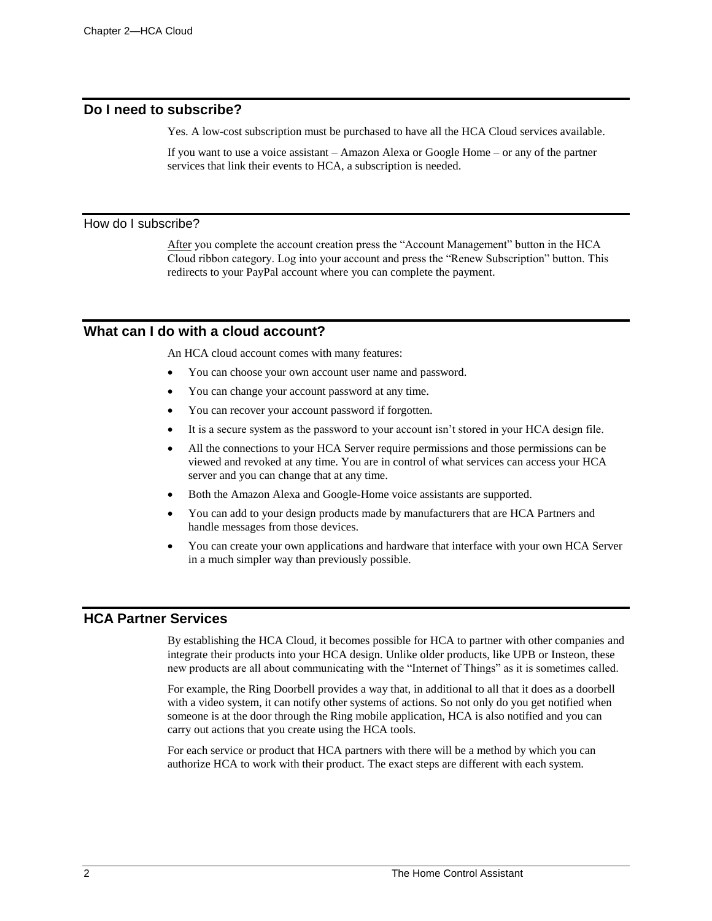## Do I need to subscribe?

Yes. A low-cost subscription must be purchased to have all the HCA Cloud services available.

If you want to use a voice assistant – Amazon Alexa or Google Home – or any of the partner services that link their events to HCA, a subscription is needed.

### How do I subscribe?

After you complete the account creation press the "Account Management" button in the HCA Cloud ribbon category. Log into your account and press the "Renew Subscription" button. This redirects to your PayPal account where you can complete the payment.

## What can I do with a cloud account?

An HCA cloud account comes with many features:

- You can choose your own account user name and password.
- You can change your account password at any time.
- You can recover your account password if forgotten.
- It is a secure system as the password to your account isn't stored in your HCA design file.
- All the connections to your HCA Server require permissions and those permissions can be viewed and revoked at any time. You are in control of what services can access your HCA server and you can change that at any time.
- Both the Amazon Alexa and Google-Home voice assistants are supported.
- You can add to your design products made by manufacturers that are HCA Partners and handle messages from those devices.
- You can create your own applications and hardware that interface with your own HCA Server in a much simpler way than previously possible.

## HCA Partner Services

By establishing the HCA Cloud, it becomes possible for HCA to partner with other companies and integrate their products into your HCA design. Unlike older products, like UPB or Insteon, these new products are all about communicating with the "Internet of Things" as it is sometimes called.

For example, the Ring Doorbell provides a way that, in additional to all that it does as a doorbell with a video system, it can notify other systems of actions. So not only do you get notified when someone is at the door through the Ring mobile application, HCA is also notified and you can carry out actions that you create using the HCA tools.

For each service or product that HCA partners with there will be a method by which you can authorize HCA to work with their product. The exact steps are different with each system.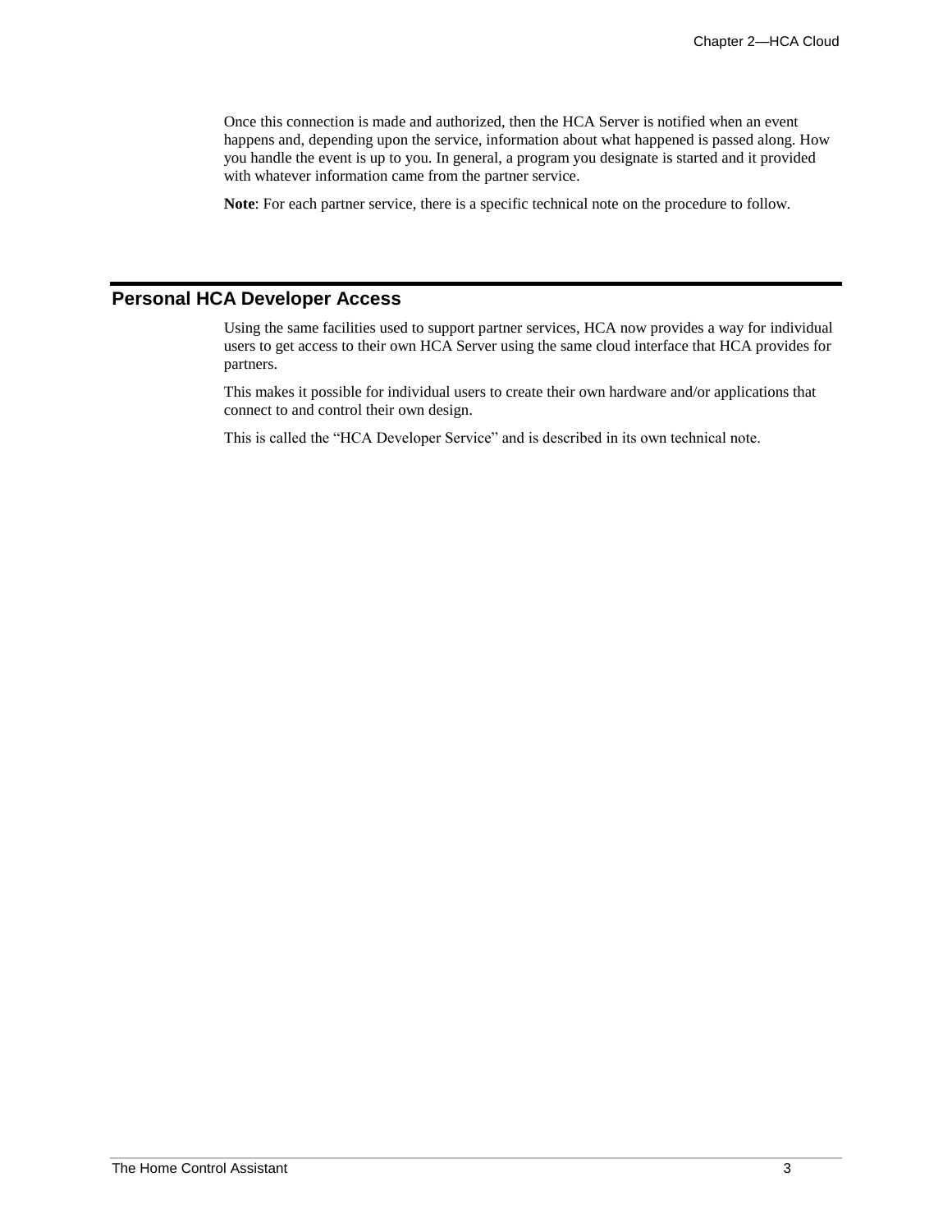Once this connection is made and authorized, then the HCA Server is notified when an event happens and, depending upon the service, information about what happened is passed along. How you handle the event is up to you. In general, a program you designate is started and it provided with whatever information came from the partner service.

**Note**: For each partner service, there is a specific technical note on the procedure to follow.

## Personal HCA Developer Access

Using the same facilities used to support partner services, HCA now provides a way for individual users to get access to their own HCA Server using the same cloud interface that HCA provides for partners.

This makes it possible for individual users to create their own hardware and/or applications that connect to and control their own design.

This is called the “HCA Developer Service” and is described in its own technical note.